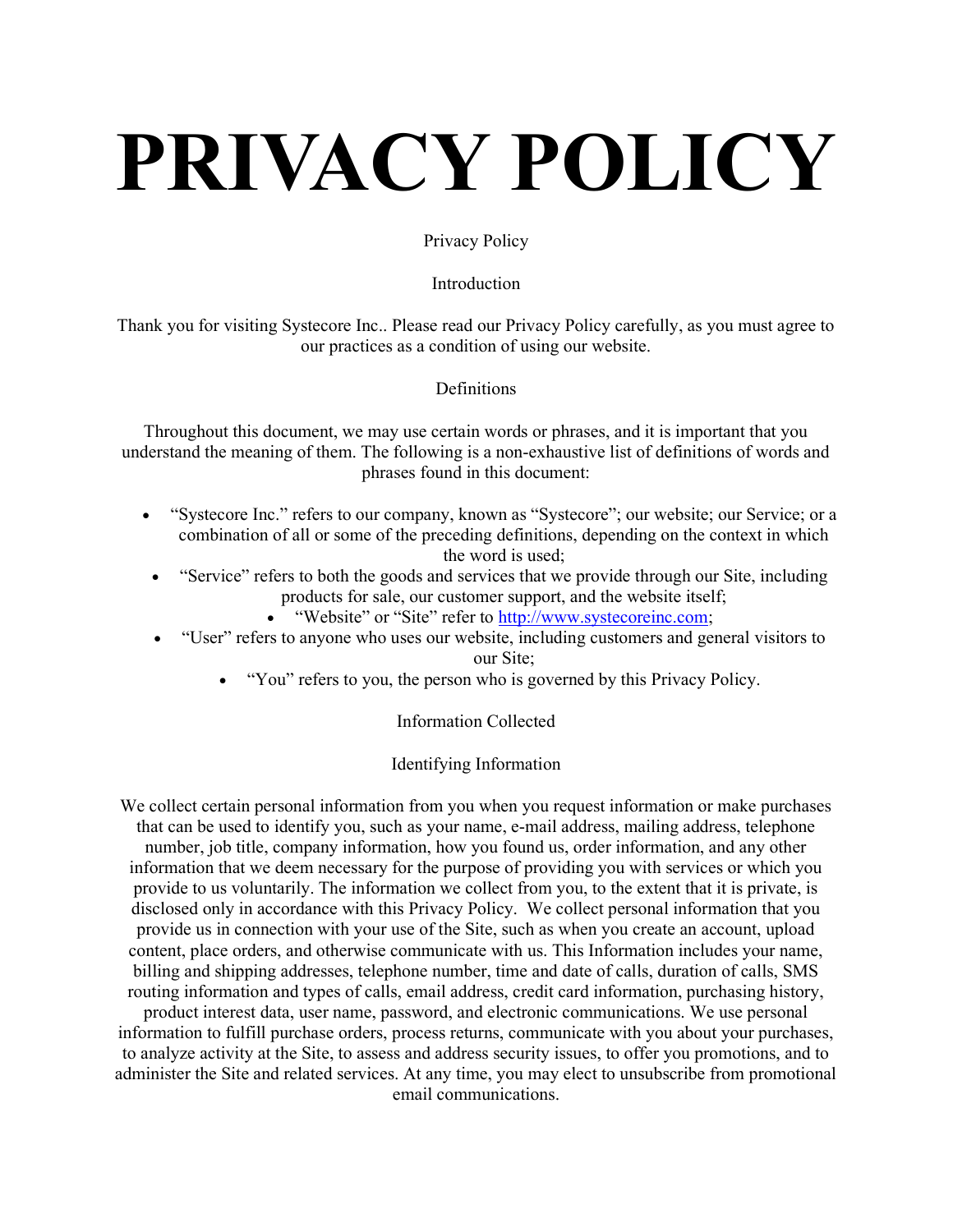# PRIVACY POLICY

Privacy Policy

## Introduction

Thank you for visiting Systecore Inc.. Please read our Privacy Policy carefully, as you must agree to our practices as a condition of using our website.

## Definitions

Throughout this document, we may use certain words or phrases, and it is important that you understand the meaning of them. The following is a non-exhaustive list of definitions of words and phrases found in this document:

- "Systecore Inc." refers to our company, known as "Systecore"; our website; our Service; or a combination of all or some of the preceding definitions, depending on the context in which the word is used;
- "Service" refers to both the goods and services that we provide through our Site, including products for sale, our customer support, and the website itself;
- "Website" or "Site" refer to [http://www.systecoreinc.com](http://www.systecoreinc.com);
- "User" refers to anyone who uses our website, including customers and general visitors to our Site;
- "You" refers to you, the person who is governed by this Privacy Policy.

## Information Collected

### Identifying Information

We collect certain personal information from you when you request information or make purchases that can be used to identify you, such as your name, e-mail address, mailing address, telephone number, job title, company information, how you found us, order information, and any other information that we deem necessary for the purpose of providing you with services or which you provide to us voluntarily. The information we collect from you, to the extent that it is private, is disclosed only in accordance with this Privacy Policy. We collect personal information that you provide us in connection with your use of the Site, such as when you create an account, upload content, place orders, and otherwise communicate with us. This Information includes your name, billing and shipping addresses, telephone number, time and date of calls, duration of calls, SMS routing information and types of calls, email address, credit card information, purchasing history, product interest data, user name, password, and electronic communications. We use personal information to fulfill purchase orders, process returns, communicate with you about your purchases, to analyze activity at the Site, to assess and address security issues, to offer you promotions, and to administer the Site and related services. At any time, you may elect to unsubscribe from promotional email communications.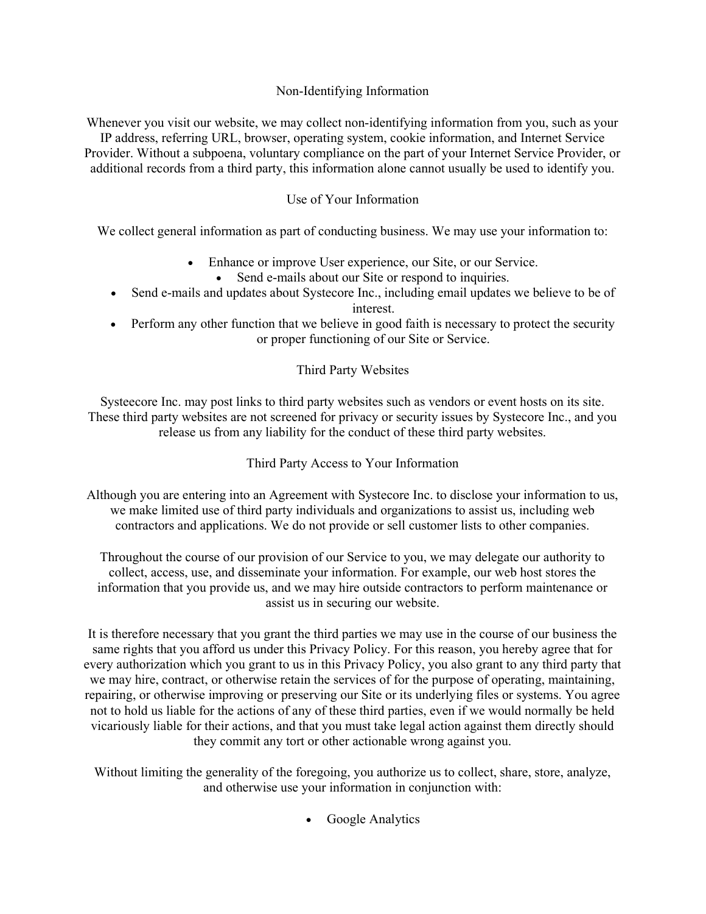## Non-Identifying Information

Whenever you visit our website, we may collect non-identifying information from you, such as your IP address, referring URL, browser, operating system, cookie information, and Internet Service Provider. Without a subpoena, voluntary compliance on the part of your Internet Service Provider, or additional records from a third party, this information alone cannot usually be used to identify you.

## Use of Your Information

We collect general information as part of conducting business. We may use your information to:

- Enhance or improve User experience, our Site, or our Service.
- Send e-mails about our Site or respond to inquiries.
- Send e-mails and updates about Systecore Inc., including email updates we believe to be of interest.
- Perform any other function that we believe in good faith is necessary to protect the security or proper functioning of our Site or Service.

## Third Party Websites

Systeecore Inc. may post links to third party websites such as vendors or event hosts on its site. These third party websites are not screened for privacy or security issues by Systecore Inc., and you release us from any liability for the conduct of these third party websites.

## Third Party Access to Your Information

Although you are entering into an Agreement with Systecore Inc. to disclose your information to us, we make limited use of third party individuals and organizations to assist us, including web contractors and applications. We do not provide or sell customer lists to other companies.

Throughout the course of our provision of our Service to you, we may delegate our authority to collect, access, use, and disseminate your information. For example, our web host stores the information that you provide us, and we may hire outside contractors to perform maintenance or assist us in securing our website.

It is therefore necessary that you grant the third parties we may use in the course of our business the same rights that you afford us under this Privacy Policy. For this reason, you hereby agree that for every authorization which you grant to us in this Privacy Policy, you also grant to any third party that we may hire, contract, or otherwise retain the services of for the purpose of operating, maintaining, repairing, or otherwise improving or preserving our Site or its underlying files or systems. You agree not to hold us liable for the actions of any of these third parties, even if we would normally be held vicariously liable for their actions, and that you must take legal action against them directly should they commit any tort or other actionable wrong against you.

Without limiting the generality of the foregoing, you authorize us to collect, share, store, analyze, and otherwise use your information in conjunction with:

- Google Analytics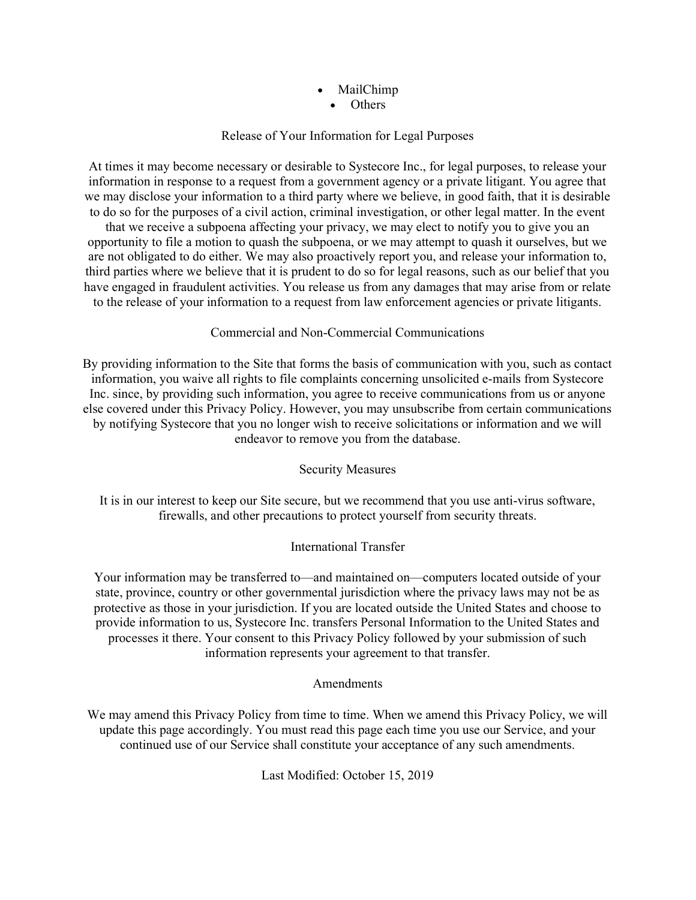- MailChimp
- Others

## Release of Your Information for Legal Purposes

At times it may become necessary or desirable to Systecore Inc., for legal purposes, to release your information in response to a request from a government agency or a private litigant. You agree that we may disclose your information to a third party where we believe, in good faith, that it is desirable to do so for the purposes of a civil action, criminal investigation, or other legal matter. In the event that we receive a subpoena affecting your privacy, we may elect to notify you to give you an opportunity to file a motion to quash the subpoena, or we may attempt to quash it ourselves, but we are not obligated to do either. We may also proactively report you, and release your information to, third parties where we believe that it is prudent to do so for legal reasons, such as our belief that you have engaged in fraudulent activities. You release us from any damages that may arise from or relate to the release of your information to a request from law enforcement agencies or private litigants.

## Commercial and Non-Commercial Communications

By providing information to the Site that forms the basis of communication with you, such as contact information, you waive all rights to file complaints concerning unsolicited e-mails from Systecore Inc. since, by providing such information, you agree to receive communications from us or anyone else covered under this Privacy Policy. However, you may unsubscribe from certain communications by notifying Systecore that you no longer wish to receive solicitations or information and we will endeavor to remove you from the database.

## Security Measures

It is in our interest to keep our Site secure, but we recommend that you use anti-virus software, firewalls, and other precautions to protect yourself from security threats.

## International Transfer

Your information may be transferred to—and maintained on—computers located outside of your state, province, country or other governmental jurisdiction where the privacy laws may not be as protective as those in your jurisdiction. If you are located outside the United States and choose to provide information to us, Systecore Inc. transfers Personal Information to the United States and processes it there. Your consent to this Privacy Policy followed by your submission of such information represents your agreement to that transfer.

## Amendments

We may amend this Privacy Policy from time to time. When we amend this Privacy Policy, we will update this page accordingly. You must read this page each time you use our Service, and your continued use of our Service shall constitute your acceptance of any such amendments.

Last Modified: October 15, 2019